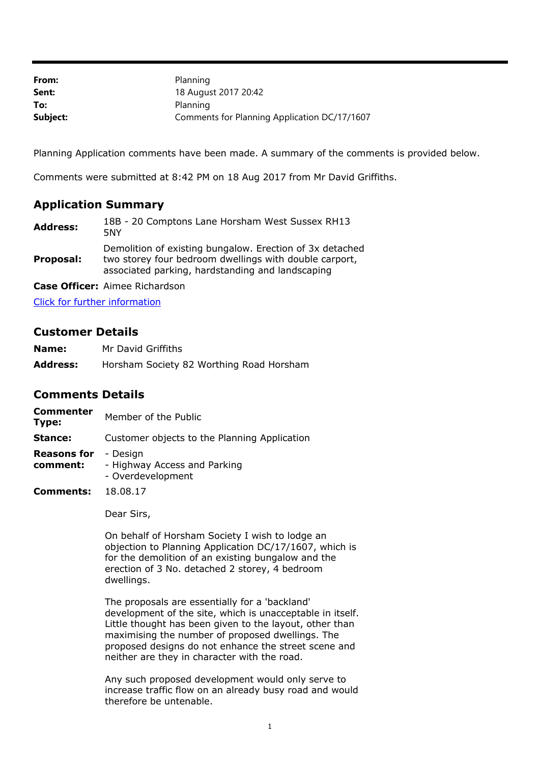| | |
|---|---|
| **From:** | Planning |
| **Sent:** | 18 August 2017 20:42 |
| **To:** | Planning |
| **Subject:** | Comments for Planning Application DC/17/1607 |

Planning Application comments have been made. A summary of the comments is provided below.

Comments were submitted at 8:42 PM on 18 Aug 2017 from Mr David Griffiths.

## Application Summary

| | |
|---|---|
| **Address:** | 18B - 20 Comptons Lane Horsham West Sussex RH13 5NY |
| **Proposal:** | Demolition of existing bungalow. Erection of 3x detached two storey four bedroom dwellings with double carport, associated parking, hardstanding and landscaping |
| **Case Officer:** | Aimee Richardson |

[Click for further information]

## Customer Details

| | |
|---|---|
| **Name:** | Mr David Griffiths |
| **Address:** | Horsham Society 82 Worthing Road Horsham |

## Comments Details

| | |
|---|---|
| **Commenter Type:** | Member of the Public |
| **Stance:** | Customer objects to the Planning Application |
| **Reasons for comment:** | - Design<br>- Highway Access and Parking<br>- Overdevelopment |
| **Comments:** | 18.08.17 |

Dear Sirs,

On behalf of Horsham Society I wish to lodge an objection to Planning Application DC/17/1607, which is for the demolition of an existing bungalow and the erection of 3 No. detached 2 storey, 4 bedroom dwellings.

The proposals are essentially for a 'backland' development of the site, which is unacceptable in itself. Little thought has been given to the layout, other than maximising the number of proposed dwellings. The proposed designs do not enhance the street scene and neither are they in character with the road.

Any such proposed development would only serve to increase traffic flow on an already busy road and would therefore be untenable.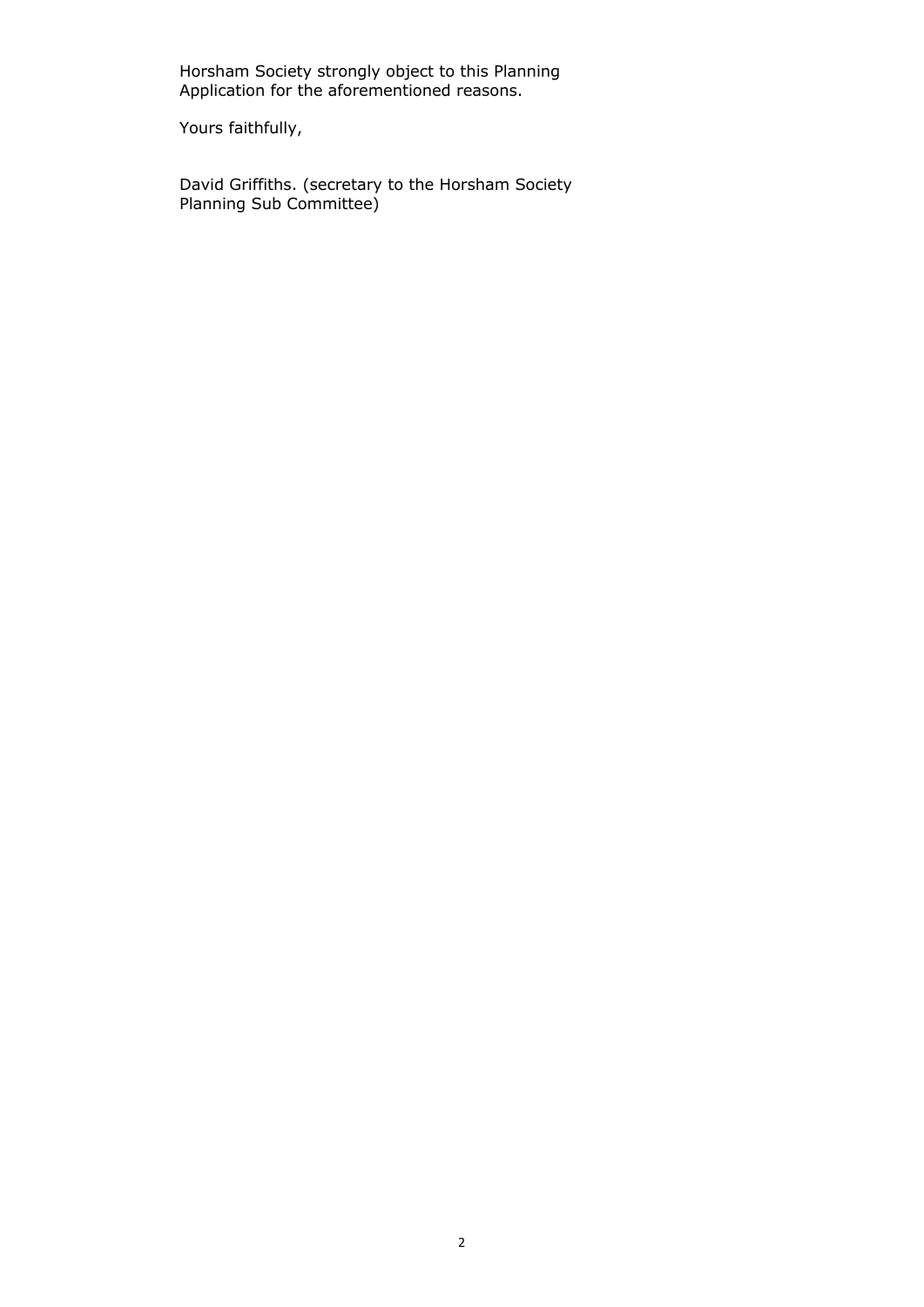Horsham Society strongly object to this Planning Application for the aforementioned reasons.

Yours faithfully,

David Griffiths. (secretary to the Horsham Society Planning Sub Committee)